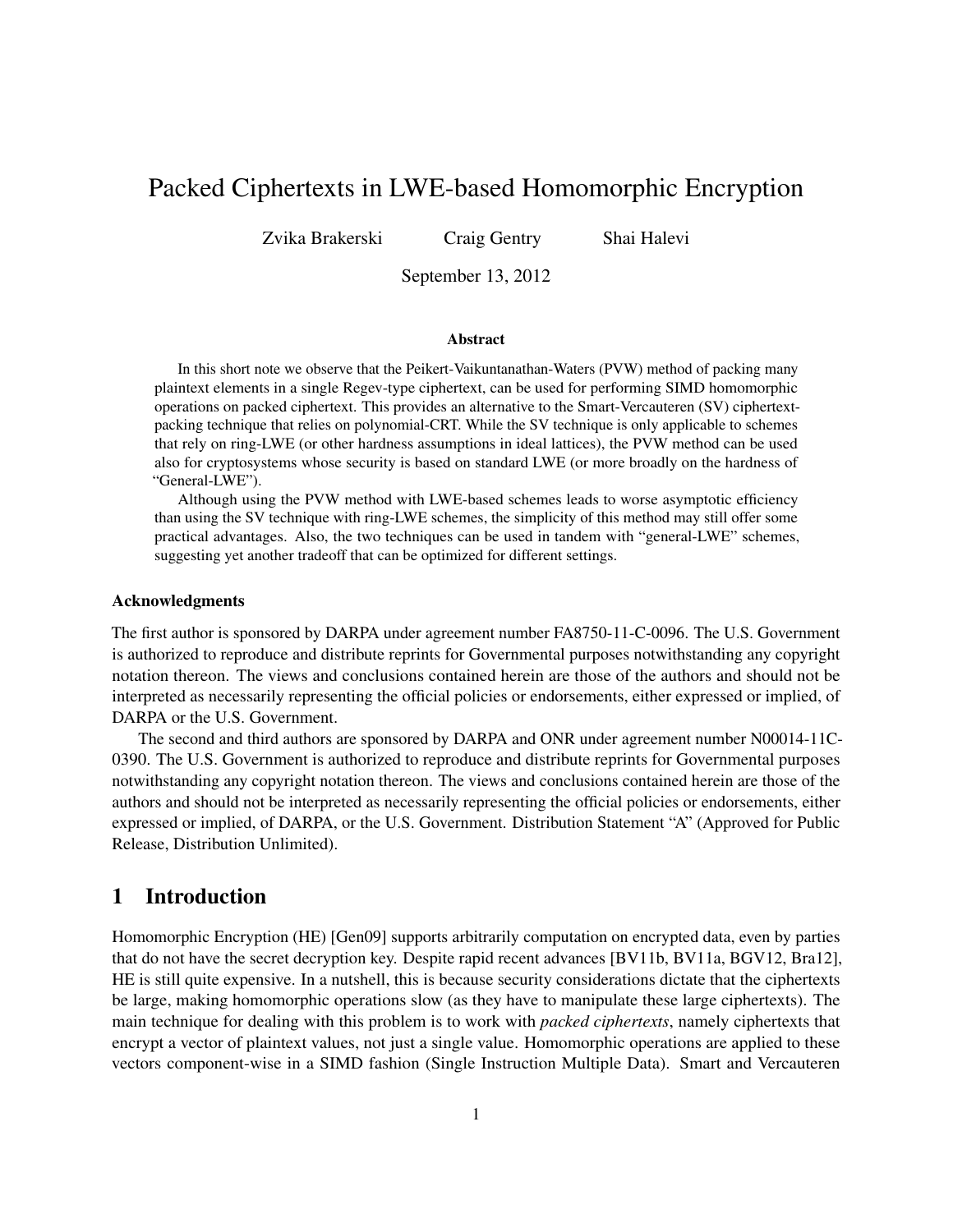# Packed Ciphertexts in LWE-based Homomorphic Encryption

Zvika Brakerski Craig Gentry Shai Halevi

September 13, 2012

### Abstract

In this short note we observe that the Peikert-Vaikuntanathan-Waters (PVW) method of packing many plaintext elements in a single Regev-type ciphertext, can be used for performing SIMD homomorphic operations on packed ciphertext. This provides an alternative to the Smart-Vercauteren (SV) ciphertext-packing technique that relies on polynomial-CRT. While the SV technique is only applicable to schemes that rely on ring-LWE (or other hardness assumptions in ideal lattices), the PVW method can be used also for cryptosystems whose security is based on standard LWE (or more broadly on the hardness of "General-LWE").

Although using the PVW method with LWE-based schemes leads to worse asymptotic efficiency than using the SV technique with ring-LWE schemes, the simplicity of this method may still offer some practical advantages. Also, the two techniques can be used in tandem with "general-LWE" schemes, suggesting yet another tradeoff that can be optimized for different settings.

### Acknowledgments

The first author is sponsored by DARPA under agreement number FA8750-11-C-0096. The U.S. Government is authorized to reproduce and distribute reprints for Governmental purposes notwithstanding any copyright notation thereon. The views and conclusions contained herein are those of the authors and should not be interpreted as necessarily representing the official policies or endorsements, either expressed or implied, of DARPA or the U.S. Government.

The second and third authors are sponsored by DARPA and ONR under agreement number N00014-11C-0390. The U.S. Government is authorized to reproduce and distribute reprints for Governmental purposes notwithstanding any copyright notation thereon. The views and conclusions contained herein are those of the authors and should not be interpreted as necessarily representing the official policies or endorsements, either expressed or implied, of DARPA, or the U.S. Government. Distribution Statement "A" (Approved for Public Release, Distribution Unlimited).

## 1 Introduction

Homomorphic Encryption (HE) [Gen09] supports arbitrarily computation on encrypted data, even by parties that do not have the secret decryption key. Despite rapid recent advances [BV11b, BV11a, BGV12, Bra12], HE is still quite expensive. In a nutshell, this is because security considerations dictate that the ciphertexts be large, making homomorphic operations slow (as they have to manipulate these large ciphertexts). The main technique for dealing with this problem is to work with *packed ciphertexts*, namely ciphertexts that encrypt a vector of plaintext values, not just a single value. Homomorphic operations are applied to these vectors component-wise in a SIMD fashion (Single Instruction Multiple Data). Smart and Vercauteren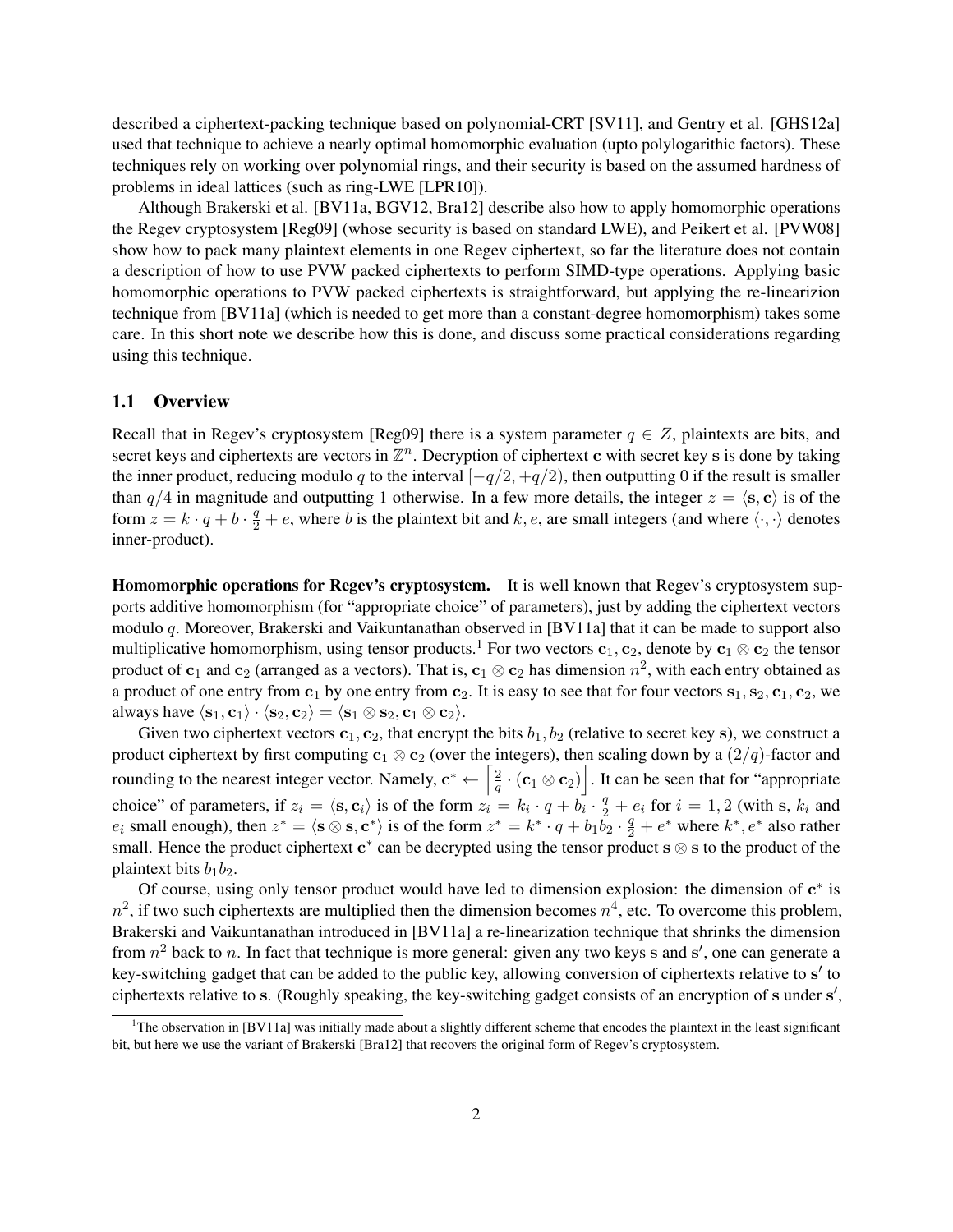described a ciphertext-packing technique based on polynomial-CRT [SV11], and Gentry et al. [GHS12a] used that technique to achieve a nearly optimal homomorphic evaluation (upto polylogarithic factors). These techniques rely on working over polynomial rings, and their security is based on the assumed hardness of problems in ideal lattices (such as ring-LWE [LPR10]).

Although Brakerski et al. [BV11a, BGV12, Bra12] describe also how to apply homomorphic operations the Regev cryptosystem [Reg09] (whose security is based on standard LWE), and Peikert et al. [PVW08] show how to pack many plaintext elements in one Regev ciphertext, so far the literature does not contain a description of how to use PVW packed ciphertexts to perform SIMD-type operations. Applying basic homomorphic operations to PVW packed ciphertexts is straightforward, but applying the re-linearizion technique from [BV11a] (which is needed to get more than a constant-degree homomorphism) takes some care. In this short note we describe how this is done, and discuss some practical considerations regarding using this technique.

## 1.1 Overview

Recall that in Regev's cryptosystem [Reg09] there is a system parameter $q \in Z$, plaintexts are bits, and secret keys and ciphertexts are vectors in $\mathbb{Z}^n$. Decryption of ciphertext $\mathbf{c}$ with secret key $\mathbf{s}$ is done by taking the inner product, reducing modulo $q$ to the interval $[-q/2, +q/2)$, then outputting 0 if the result is smaller than $q/4$ in magnitude and outputting 1 otherwise. In a few more details, the integer $z = \langle \mathbf{s}, \mathbf{c} \rangle$ is of the form $z = k \cdot q + b \cdot \frac{q}{2} + e$, where $b$ is the plaintext bit and $k, e$, are small integers (and where $\langle \cdot, \cdot \rangle$ denotes inner-product).

**Homomorphic operations for Regev's cryptosystem.** It is well known that Regev's cryptosystem supports additive homomorphism (for "appropriate choice" of parameters), just by adding the ciphertext vectors modulo $q$. Moreover, Brakerski and Vaikuntanathan observed in [BV11a] that it can be made to support also multiplicative homomorphism, using tensor products.[1] For two vectors $\mathbf{c}_1, \mathbf{c}_2$, denote by $\mathbf{c}_1 \otimes \mathbf{c}_2$ the tensor product of $\mathbf{c}_1$ and $\mathbf{c}_2$ (arranged as a vectors). That is, $\mathbf{c}_1 \otimes \mathbf{c}_2$ has dimension $n^2$, with each entry obtained as a product of one entry from $\mathbf{c}_1$ by one entry from $\mathbf{c}_2$. It is easy to see that for four vectors $\mathbf{s}_1, \mathbf{s}_2, \mathbf{c}_1, \mathbf{c}_2$, we always have $\langle \mathbf{s}_1, \mathbf{c}_1 \rangle \cdot \langle \mathbf{s}_2, \mathbf{c}_2 \rangle = \langle \mathbf{s}_1 \otimes \mathbf{s}_2, \mathbf{c}_1 \otimes \mathbf{c}_2 \rangle$.

Given two ciphertext vectors $\mathbf{c}_1, \mathbf{c}_2$, that encrypt the bits $b_1, b_2$ (relative to secret key $\mathbf{s}$), we construct a product ciphertext by first computing $\mathbf{c}_1 \otimes \mathbf{c}_2$ (over the integers), then scaling down by a $(2/q)$-factor and rounding to the nearest integer vector. Namely, $\mathbf{c}^* \leftarrow \left\lceil \frac{2}{q} \cdot (\mathbf{c}_1 \otimes \mathbf{c}_2) \right\rfloor$. It can be seen that for "appropriate choice" of parameters, if $z_i = \langle \mathbf{s}, \mathbf{c}_i \rangle$ is of the form $z_i = k_i \cdot q + b_i \cdot \frac{q}{2} + e_i$ for $i = 1, 2$ (with $\mathbf{s}$, $k_i$ and $e_i$ small enough), then $z^* = \langle \mathbf{s} \otimes \mathbf{s}, \mathbf{c}^* \rangle$ is of the form $z^* = k^* \cdot q + b_1 b_2 \cdot \frac{q}{2} + e^*$ where $k^*, e^*$ also rather small. Hence the product ciphertext $\mathbf{c}^*$ can be decrypted using the tensor product $\mathbf{s} \otimes \mathbf{s}$ to the product of the plaintext bits $b_1 b_2$.

Of course, using only tensor product would have led to dimension explosion: the dimension of $\mathbf{c}^*$ is $n^2$, if two such ciphertexts are multiplied then the dimension becomes $n^4$, etc. To overcome this problem, Brakerski and Vaikuntanathan introduced in [BV11a] a re-linearization technique that shrinks the dimension from $n^2$ back to $n$. In fact that technique is more general: given any two keys $\mathbf{s}$ and $\mathbf{s}'$, one can generate a key-switching gadget that can be added to the public key, allowing conversion of ciphertexts relative to $\mathbf{s}'$ to ciphertexts relative to $\mathbf{s}$. (Roughly speaking, the key-switching gadget consists of an encryption of $\mathbf{s}$ under $\mathbf{s}'$,

[1] The observation in [BV11a] was initially made about a slightly different scheme that encodes the plaintext in the least significant bit, but here we use the variant of Brakerski [Bra12] that recovers the original form of Regev's cryptosystem.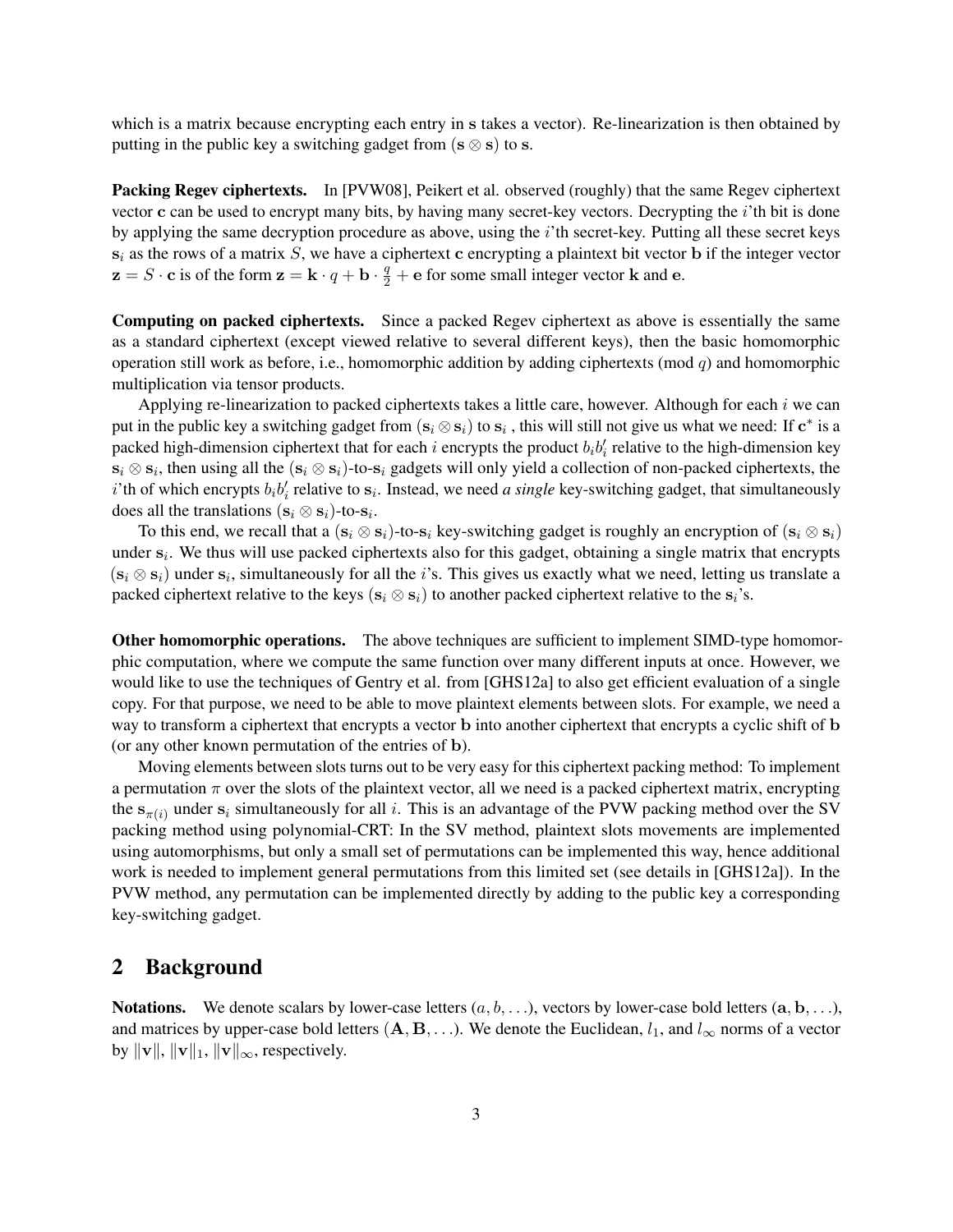which is a matrix because encrypting each entry in $\mathbf{s}$ takes a vector). Re-linearization is then obtained by putting in the public key a switching gadget from $(\mathbf{s} \otimes \mathbf{s})$ to $\mathbf{s}$.

**Packing Regev ciphertexts.** In [PVW08], Peikert et al. observed (roughly) that the same Regev ciphertext vector $\mathbf{c}$ can be used to encrypt many bits, by having many secret-key vectors. Decrypting the $i$'th bit is done by applying the same decryption procedure as above, using the $i$'th secret-key. Putting all these secret keys $\mathbf{s}_i$ as the rows of a matrix $S$, we have a ciphertext $\mathbf{c}$ encrypting a plaintext bit vector $\mathbf{b}$ if the integer vector $\mathbf{z} = S \cdot \mathbf{c}$ is of the form $\mathbf{z} = \mathbf{k} \cdot q + \mathbf{b} \cdot \frac{q}{2} + \mathbf{e}$ for some small integer vector $\mathbf{k}$ and $\mathbf{e}$.

**Computing on packed ciphertexts.** Since a packed Regev ciphertext as above is essentially the same as a standard ciphertext (except viewed relative to several different keys), then the basic homomorphic operation still work as before, i.e., homomorphic addition by adding ciphertexts (mod $q$) and homomorphic multiplication via tensor products.

Applying re-linearization to packed ciphertexts takes a little care, however. Although for each $i$ we can put in the public key a switching gadget from $(\mathbf{s}_i \otimes \mathbf{s}_i)$ to $\mathbf{s}_i$ , this will still not give us what we need: If $\mathbf{c}^*$ is a packed high-dimension ciphertext that for each $i$ encrypts the product $b_i b'_i$ relative to the high-dimension key $\mathbf{s}_i \otimes \mathbf{s}_i$, then using all the $(\mathbf{s}_i \otimes \mathbf{s}_i)$-to-$\mathbf{s}_i$ gadgets will only yield a collection of non-packed ciphertexts, the $i$'th of which encrypts $b_i b'_i$ relative to $\mathbf{s}_i$. Instead, we need *a single* key-switching gadget, that simultaneously does all the translations $(\mathbf{s}_i \otimes \mathbf{s}_i)$-to-$\mathbf{s}_i$.

To this end, we recall that a $(\mathbf{s}_i \otimes \mathbf{s}_i)$-to-$\mathbf{s}_i$ key-switching gadget is roughly an encryption of $(\mathbf{s}_i \otimes \mathbf{s}_i)$ under $\mathbf{s}_i$. We thus will use packed ciphertexts also for this gadget, obtaining a single matrix that encrypts $(\mathbf{s}_i \otimes \mathbf{s}_i)$ under $\mathbf{s}_i$, simultaneously for all the $i$'s. This gives us exactly what we need, letting us translate a packed ciphertext relative to the keys $(\mathbf{s}_i \otimes \mathbf{s}_i)$ to another packed ciphertext relative to the $\mathbf{s}_i$'s.

**Other homomorphic operations.** The above techniques are sufficient to implement SIMD-type homomorphic computation, where we compute the same function over many different inputs at once. However, we would like to use the techniques of Gentry et al. from [GHS12a] to also get efficient evaluation of a single copy. For that purpose, we need to be able to move plaintext elements between slots. For example, we need a way to transform a ciphertext that encrypts a vector $\mathbf{b}$ into another ciphertext that encrypts a cyclic shift of $\mathbf{b}$ (or any other known permutation of the entries of $\mathbf{b}$).

Moving elements between slots turns out to be very easy for this ciphertext packing method: To implement a permutation $\pi$ over the slots of the plaintext vector, all we need is a packed ciphertext matrix, encrypting the $\mathbf{s}_{\pi(i)}$ under $\mathbf{s}_i$ simultaneously for all $i$. This is an advantage of the PVW packing method over the SV packing method using polynomial-CRT: In the SV method, plaintext slots movements are implemented using automorphisms, but only a small set of permutations can be implemented this way, hence additional work is needed to implement general permutations from this limited set (see details in [GHS12a]). In the PVW method, any permutation can be implemented directly by adding to the public key a corresponding key-switching gadget.

## 2 Background

**Notations.** We denote scalars by lower-case letters $(a, b, \ldots)$, vectors by lower-case bold letters $(\mathbf{a}, \mathbf{b}, \ldots)$, and matrices by upper-case bold letters $(\mathbf{A}, \mathbf{B}, \ldots)$. We denote the Euclidean, $l_1$, and $l_\infty$ norms of a vector by $\|\mathbf{v}\|$, $\|\mathbf{v}\|_1$, $\|\mathbf{v}\|_\infty$, respectively.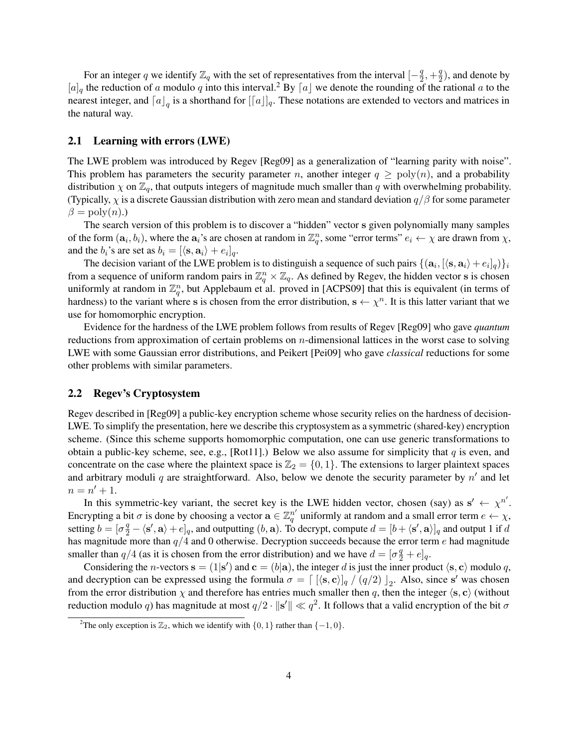For an integer $q$ we identify $\mathbb{Z}_q$ with the set of representatives from the interval $[-\frac{q}{2}, +\frac{q}{2})$, and denote by $[a]_q$ the reduction of $a$ modulo $q$ into this interval.[2] By $\lceil a \rfloor$ we denote the rounding of the rational $a$ to the nearest integer, and $\lceil a \rfloor_q$ is a shorthand for $[\lceil a \rfloor]_q$. These notations are extended to vectors and matrices in the natural way.

## 2.1 Learning with errors (LWE)

The LWE problem was introduced by Regev [Reg09] as a generalization of "learning parity with noise". This problem has parameters the security parameter $n$, another integer $q \geq \text{poly}(n)$, and a probability distribution $\chi$ on $\mathbb{Z}_q$, that outputs integers of magnitude much smaller than $q$ with overwhelming probability. (Typically, $\chi$ is a discrete Gaussian distribution with zero mean and standard deviation $q/\beta$ for some parameter $\beta = \text{poly}(n)$.)

The search version of this problem is to discover a "hidden" vector $\mathbf{s}$ given polynomially many samples of the form $(\mathbf{a}_i, b_i)$, where the $\mathbf{a}_i$'s are chosen at random in $\mathbb{Z}_q^n$, some "error terms" $e_i \leftarrow \chi$ are drawn from $\chi$, and the $b_i$'s are set as $b_i = [\langle \mathbf{s}, \mathbf{a}_i \rangle + e_i]_q$.

The decision variant of the LWE problem is to distinguish a sequence of such pairs $\{(\mathbf{a}_i, [\langle \mathbf{s}, \mathbf{a}_i \rangle + e_i]_q)\}_i$ from a sequence of uniform random pairs in $\mathbb{Z}_q^n \times \mathbb{Z}_q$. As defined by Regev, the hidden vector $\mathbf{s}$ is chosen uniformly at random in $\mathbb{Z}_q^n$, but Applebaum et al. proved in [ACPS09] that this is equivalent (in terms of hardness) to the variant where $\mathbf{s}$ is chosen from the error distribution, $\mathbf{s} \leftarrow \chi^n$. It is this latter variant that we use for homomorphic encryption.

Evidence for the hardness of the LWE problem follows from results of Regev [Reg09] who gave *quantum* reductions from approximation of certain problems on $n$-dimensional lattices in the worst case to solving LWE with some Gaussian error distributions, and Peikert [Pei09] who gave *classical* reductions for some other problems with similar parameters.

## 2.2 Regev's Cryptosystem

Regev described in [Reg09] a public-key encryption scheme whose security relies on the hardness of decision-LWE. To simplify the presentation, here we describe this cryptosystem as a symmetric (shared-key) encryption scheme. (Since this scheme supports homomorphic computation, one can use generic transformations to obtain a public-key scheme, see, e.g., [Rot11].) Below we also assume for simplicity that $q$ is even, and concentrate on the case where the plaintext space is $\mathbb{Z}_2 = \{0, 1\}$. The extensions to larger plaintext spaces and arbitrary moduli $q$ are straightforward. Also, below we denote the security parameter by $n'$ and let $n = n' + 1$.

In this symmetric-key variant, the secret key is the LWE hidden vector, chosen (say) as $\mathbf{s}' \leftarrow \chi^{n'}$. Encrypting a bit $\sigma$ is done by choosing a vector $\mathbf{a} \in \mathbb{Z}_q^{n'}$ uniformly at random and a small error term $e \leftarrow \chi$, setting $b = [\sigma \frac{q}{2} - \langle \mathbf{s}', \mathbf{a} \rangle + e]_q$, and outputting $(b, \mathbf{a})$. To decrypt, compute $d = [b + \langle \mathbf{s}', \mathbf{a} \rangle]_q$ and output 1 if $d$ has magnitude more than $q/4$ and 0 otherwise. Decryption succeeds because the error term $e$ had magnitude smaller than $q/4$ (as it is chosen from the error distribution) and we have $d = [\sigma \frac{q}{2} + e]_q$.

Considering the $n$-vectors $\mathbf{s} = (1|\mathbf{s}')$ and $\mathbf{c} = (b|\mathbf{a})$, the integer $d$ is just the inner product $\langle \mathbf{s}, \mathbf{c} \rangle$ modulo $q$, and decryption can be expressed using the formula $\sigma = \lceil\, [\langle \mathbf{s}, \mathbf{c} \rangle]_q \,/\, (q/2) \,\rfloor_2$. Also, since $\mathbf{s}'$ was chosen from the error distribution $\chi$ and therefore has entries much smaller then $q$, then the integer $\langle \mathbf{s}, \mathbf{c} \rangle$ (without reduction modulo $q$) has magnitude at most $q/2 \cdot \|\mathbf{s}'\| \ll q^2$. It follows that a valid encryption of the bit $\sigma$

[2] The only exception is $\mathbb{Z}_2$, which we identify with $\{0, 1\}$ rather than $\{-1, 0\}$.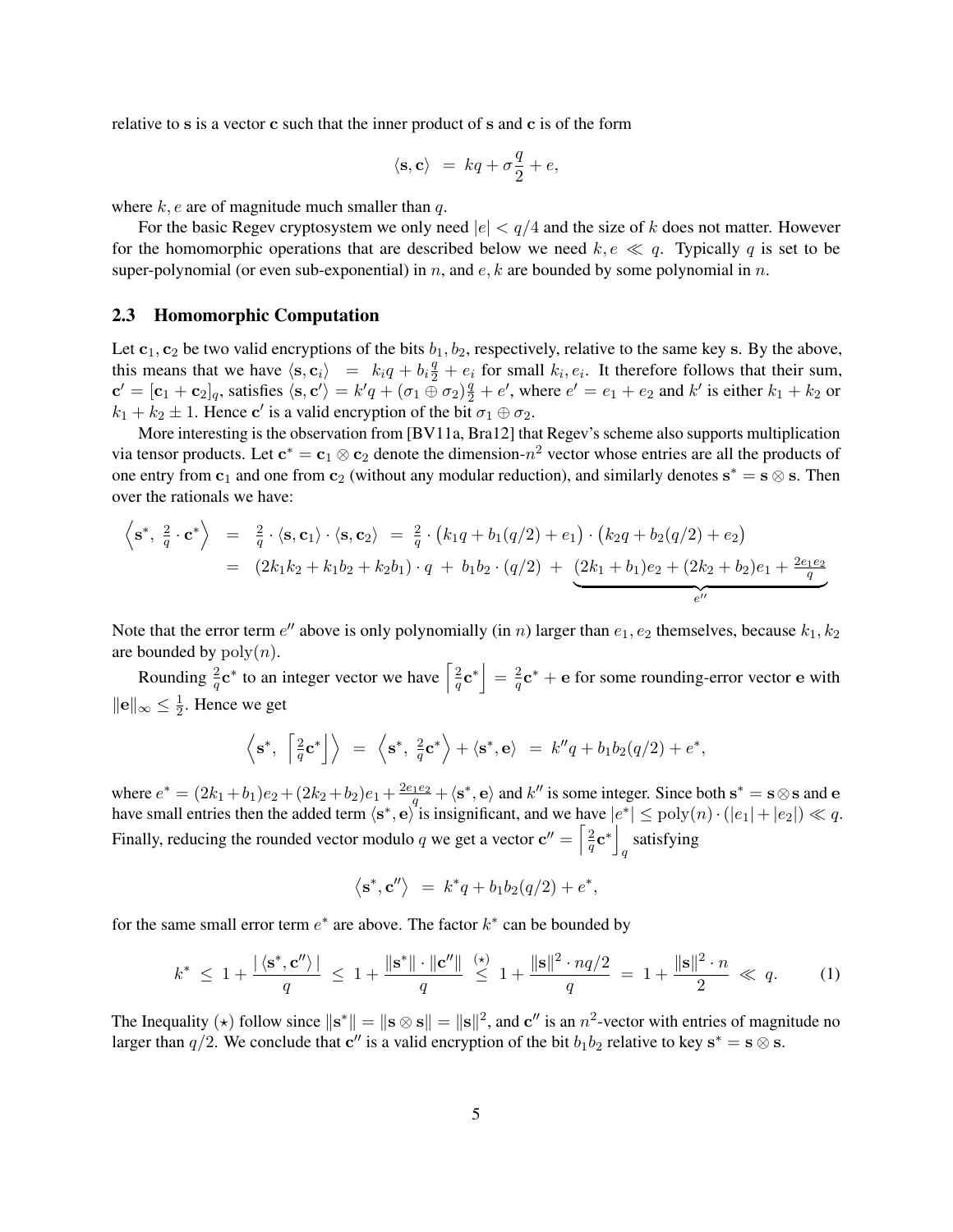relative to $\mathbf{s}$ is a vector $\mathbf{c}$ such that the inner product of $\mathbf{s}$ and $\mathbf{c}$ is of the form

$$\langle \mathbf{s}, \mathbf{c} \rangle \;=\; kq + \sigma \frac{q}{2} + e,$$

where $k, e$ are of magnitude much smaller than $q$.

For the basic Regev cryptosystem we only need $|e| < q/4$ and the size of $k$ does not matter. However for the homomorphic operations that are described below we need $k, e \ll q$. Typically $q$ is set to be super-polynomial (or even sub-exponential) in $n$, and $e, k$ are bounded by some polynomial in $n$.

### 2.3 Homomorphic Computation

Let $\mathbf{c}_1, \mathbf{c}_2$ be two valid encryptions of the bits $b_1, b_2$, respectively, relative to the same key $\mathbf{s}$. By the above, this means that we have $\langle \mathbf{s}, \mathbf{c}_i \rangle \;=\; k_i q + b_i \frac{q}{2} + e_i$ for small $k_i, e_i$. It therefore follows that their sum, $\mathbf{c}' = [\mathbf{c}_1 + \mathbf{c}_2]_q$, satisfies $\langle \mathbf{s}, \mathbf{c}' \rangle = k'q + (\sigma_1 \oplus \sigma_2)\frac{q}{2} + e'$, where $e' = e_1 + e_2$ and $k'$ is either $k_1 + k_2$ or $k_1 + k_2 \pm 1$. Hence $\mathbf{c}'$ is a valid encryption of the bit $\sigma_1 \oplus \sigma_2$.

More interesting is the observation from [BV11a, Bra12] that Regev's scheme also supports multiplication via tensor products. Let $\mathbf{c}^* = \mathbf{c}_1 \otimes \mathbf{c}_2$ denote the dimension-$n^2$ vector whose entries are all the products of one entry from $\mathbf{c}_1$ and one from $\mathbf{c}_2$ (without any modular reduction), and similarly denotes $\mathbf{s}^* = \mathbf{s} \otimes \mathbf{s}$. Then over the rationals we have:

$$\begin{aligned}
\left\langle \mathbf{s}^*,\ \tfrac{2}{q}\cdot \mathbf{c}^* \right\rangle &= \tfrac{2}{q}\cdot \langle \mathbf{s}, \mathbf{c}_1 \rangle \cdot \langle \mathbf{s}, \mathbf{c}_2 \rangle \;=\; \tfrac{2}{q}\cdot \big(k_1 q + b_1(q/2) + e_1\big)\cdot\big(k_2 q + b_2(q/2) + e_2\big) \\
&= (2k_1k_2 + k_1b_2 + k_2b_1)\cdot q \;+\; b_1b_2\cdot(q/2) \;+\; \underbrace{(2k_1 + b_1)e_2 + (2k_2 + b_2)e_1 + \tfrac{2e_1e_2}{q}}_{e''}
\end{aligned}$$

Note that the error term $e''$ above is only polynomially (in $n$) larger than $e_1, e_2$ themselves, because $k_1, k_2$ are bounded by $\mathrm{poly}(n)$.

Rounding $\frac{2}{q}\mathbf{c}^*$ to an integer vector we have $\left\lceil \frac{2}{q}\mathbf{c}^* \right\rfloor = \frac{2}{q}\mathbf{c}^* + \mathbf{e}$ for some rounding-error vector $\mathbf{e}$ with $\|\mathbf{e}\|_\infty \le \frac{1}{2}$. Hence we get

$$\left\langle \mathbf{s}^*,\ \left\lceil \tfrac{2}{q}\mathbf{c}^* \right\rfloor \right\rangle \;=\; \left\langle \mathbf{s}^*,\ \tfrac{2}{q}\mathbf{c}^* \right\rangle + \langle \mathbf{s}^*, \mathbf{e} \rangle \;=\; k''q + b_1b_2(q/2) + e^*,$$

where $e^* = (2k_1 + b_1)e_2 + (2k_2 + b_2)e_1 + \frac{2e_1e_2}{q} + \langle \mathbf{s}^*, \mathbf{e} \rangle$ and $k''$ is some integer. Since both $\mathbf{s}^* = \mathbf{s} \otimes \mathbf{s}$ and $\mathbf{e}$ have small entries then the added term $\langle \mathbf{s}^*, \mathbf{e} \rangle$ is insignificant, and we have $|e^*| \le \mathrm{poly}(n)\cdot(|e_1| + |e_2|) \ll q$. Finally, reducing the rounded vector modulo $q$ we get a vector $\mathbf{c}'' = \left\lceil \frac{2}{q}\mathbf{c}^* \right\rfloor_q$ satisfying

$$\left\langle \mathbf{s}^*, \mathbf{c}'' \right\rangle \;=\; k^*q + b_1b_2(q/2) + e^*,$$

for the same small error term $e^*$ are above. The factor $k^*$ can be bounded by

$$k^* \;\le\; 1 + \frac{|\langle \mathbf{s}^*, \mathbf{c}'' \rangle|}{q} \;\le\; 1 + \frac{\|\mathbf{s}^*\|\cdot\|\mathbf{c}''\|}{q} \;\overset{(\star)}{\le}\; 1 + \frac{\|\mathbf{s}\|^2 \cdot nq/2}{q} \;=\; 1 + \frac{\|\mathbf{s}\|^2 \cdot n}{2} \;\ll\; q. \tag{1}$$

The Inequality $(\star)$ follow since $\|\mathbf{s}^*\| = \|\mathbf{s} \otimes \mathbf{s}\| = \|\mathbf{s}\|^2$, and $\mathbf{c}''$ is an $n^2$-vector with entries of magnitude no larger than $q/2$. We conclude that $\mathbf{c}''$ is a valid encryption of the bit $b_1b_2$ relative to key $\mathbf{s}^* = \mathbf{s} \otimes \mathbf{s}$.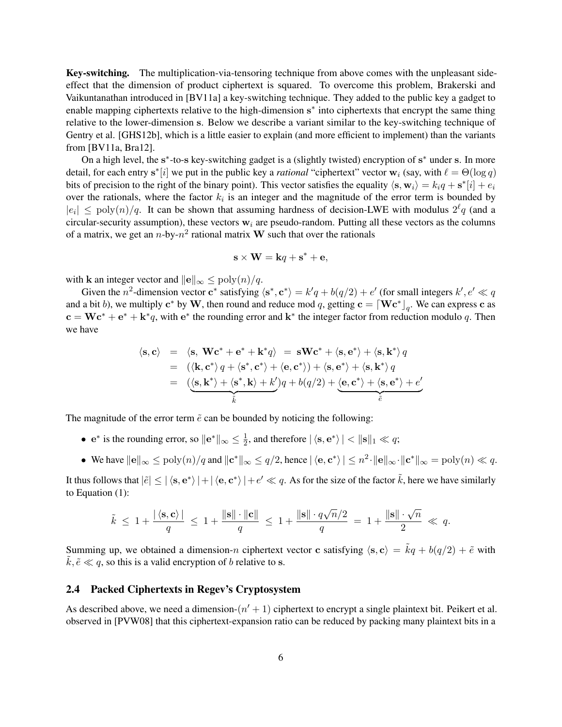**Key-switching.** The multiplication-via-tensoring technique from above comes with the unpleasant side-effect that the dimension of product ciphertext is squared. To overcome this problem, Brakerski and Vaikuntanathan introduced in [BV11a] a key-switching technique. They added to the public key a gadget to enable mapping ciphertexts relative to the high-dimension $\mathbf{s}^*$ into ciphertexts that encrypt the same thing relative to the lower-dimension $\mathbf{s}$. Below we describe a variant similar to the key-switching technique of Gentry et al. [GHS12b], which is a little easier to explain (and more efficient to implement) than the variants from [BV11a, Bra12].

On a high level, the $\mathbf{s}^*$-to-$\mathbf{s}$ key-switching gadget is a (slightly twisted) encryption of $\mathbf{s}^*$ under $\mathbf{s}$. In more detail, for each entry $\mathbf{s}^*[i]$ we put in the public key a *rational* "ciphertext" vector $\mathbf{w}_i$ (say, with $\ell = \Theta(\log q)$ bits of precision to the right of the binary point). This vector satisfies the equality $\langle \mathbf{s}, \mathbf{w}_i \rangle = k_i q + \mathbf{s}^*[i] + e_i$ over the rationals, where the factor $k_i$ is an integer and the magnitude of the error term is bounded by $|e_i| \le \mathrm{poly}(n)/q$. It can be shown that assuming hardness of decision-LWE with modulus $2^\ell q$ (and a circular-security assumption), these vectors $\mathbf{w}_i$ are pseudo-random. Putting all these vectors as the columns of a matrix, we get an $n$-by-$n^2$ rational matrix $\mathbf{W}$ such that over the rationals

$$\mathbf{s} \times \mathbf{W} = \mathbf{k}q + \mathbf{s}^* + \mathbf{e},$$

with $\mathbf{k}$ an integer vector and $\|\mathbf{e}\|_\infty \le \mathrm{poly}(n)/q$.

Given the $n^2$-dimension vector $\mathbf{c}^*$ satisfying $\langle \mathbf{s}^*, \mathbf{c}^* \rangle = k' q + b(q/2) + e'$ (for small integers $k', e' \ll q$ and a bit $b$), we multiply $\mathbf{c}^*$ by $\mathbf{W}$, then round and reduce mod $q$, getting $\mathbf{c} = \lceil \mathbf{W}\mathbf{c}^* \rfloor_q$. We can express $\mathbf{c}$ as $\mathbf{c} = \mathbf{W}\mathbf{c}^* + \mathbf{e}^* + \mathbf{k}^* q$, with $\mathbf{e}^*$ the rounding error and $\mathbf{k}^*$ the integer factor from reduction modulo $q$. Then we have

$$\begin{aligned}
\langle \mathbf{s}, \mathbf{c} \rangle &= \langle \mathbf{s},\ \mathbf{W}\mathbf{c}^* + \mathbf{e}^* + \mathbf{k}^* q \rangle \ = \ \mathbf{s}\mathbf{W}\mathbf{c}^* + \langle \mathbf{s}, \mathbf{e}^* \rangle + \langle \mathbf{s}, \mathbf{k}^* \rangle q \\
&= (\langle \mathbf{k}, \mathbf{c}^* \rangle q + \langle \mathbf{s}^*, \mathbf{c}^* \rangle + \langle \mathbf{e}, \mathbf{c}^* \rangle) + \langle \mathbf{s}, \mathbf{e}^* \rangle + \langle \mathbf{s}, \mathbf{k}^* \rangle q \\
&= (\underbrace{\langle \mathbf{s}, \mathbf{k}^* \rangle + \langle \mathbf{s}^*, \mathbf{k} \rangle + k'}_{\tilde{k}})q + b(q/2) + \underbrace{\langle \mathbf{e}, \mathbf{c}^* \rangle + \langle \mathbf{s}, \mathbf{e}^* \rangle + e'}_{\tilde{e}}
\end{aligned}$$

The magnitude of the error term $\tilde{e}$ can be bounded by noticing the following:

- $\mathbf{e}^*$ is the rounding error, so $\|\mathbf{e}^*\|_\infty \le \frac{1}{2}$, and therefore $|\langle \mathbf{s}, \mathbf{e}^* \rangle| < \|\mathbf{s}\|_1 \ll q$;
- We have $\|\mathbf{e}\|_\infty \le \mathrm{poly}(n)/q$ and $\|\mathbf{c}^*\|_\infty \le q/2$, hence $|\langle \mathbf{e}, \mathbf{c}^* \rangle| \le n^2 \cdot \|\mathbf{e}\|_\infty \cdot \|\mathbf{c}^*\|_\infty = \mathrm{poly}(n) \ll q$.

It thus follows that $|\tilde{e}| \le |\langle \mathbf{s}, \mathbf{e}^* \rangle| + |\langle \mathbf{e}, \mathbf{c}^* \rangle| + e' \ll q$. As for the size of the factor $\tilde{k}$, here we have similarly to Equation (1):

$$\tilde{k} \ \le \ 1 + \frac{|\langle \mathbf{s}, \mathbf{c} \rangle|}{q} \ \le \ 1 + \frac{\|\mathbf{s}\| \cdot \|\mathbf{c}\|}{q} \ \le \ 1 + \frac{\|\mathbf{s}\| \cdot q\sqrt{n}/2}{q} \ = \ 1 + \frac{\|\mathbf{s}\| \cdot \sqrt{n}}{2} \ \ll \ q.$$

Summing up, we obtained a dimension-$n$ ciphertext vector $\mathbf{c}$ satisfying $\langle \mathbf{s}, \mathbf{c} \rangle = \tilde{k}q + b(q/2) + \tilde{e}$ with $\tilde{k}, \tilde{e} \ll q$, so this is a valid encryption of $b$ relative to $\mathbf{s}$.

## 2.4 Packed Ciphertexts in Regev's Cryptosystem

As described above, we need a dimension-$(n'+1)$ ciphertext to encrypt a single plaintext bit. Peikert et al. observed in [PVW08] that this ciphertext-expansion ratio can be reduced by packing many plaintext bits in a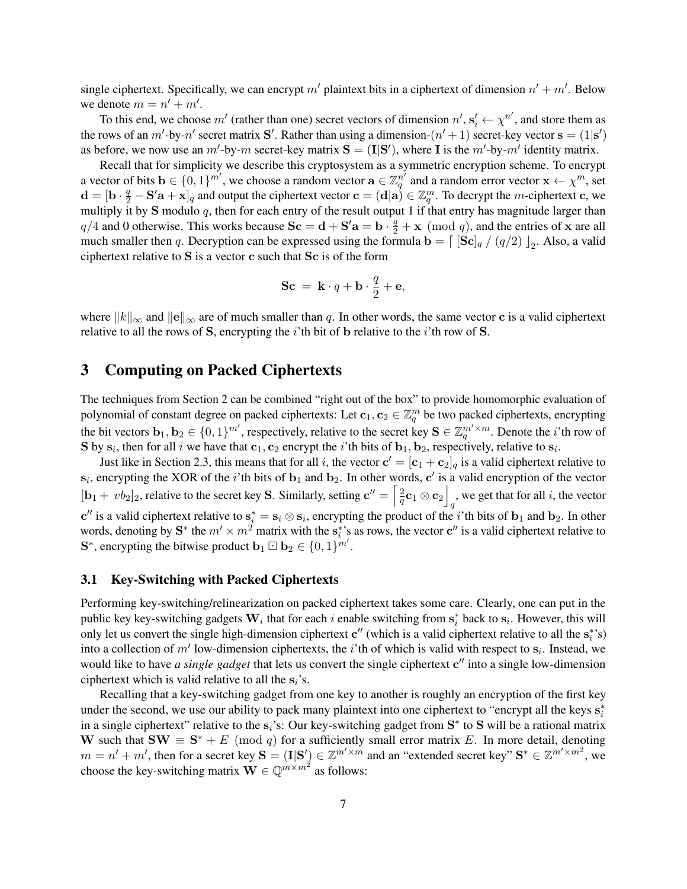single ciphertext. Specifically, we can encrypt $m'$ plaintext bits in a ciphertext of dimension $n' + m'$. Below we denote $m = n' + m'$.

To this end, we choose $m'$ (rather than one) secret vectors of dimension $n'$, $\mathbf{s}'_i \leftarrow \chi^{n'}$, and store them as the rows of an $m'$-by-$n'$ secret matrix $\mathbf{S}'$. Rather than using a dimension-$(n'+1)$ secret-key vector $\mathbf{s} = (1|\mathbf{s}')$ as before, we now use an $m'$-by-$m$ secret-key matrix $\mathbf{S} = (\mathbf{I}|\mathbf{S}')$, where $\mathbf{I}$ is the $m'$-by-$m'$ identity matrix.

Recall that for simplicity we describe this cryptosystem as a symmetric encryption scheme. To encrypt a vector of bits $\mathbf{b} \in \{0,1\}^{m'}$, we choose a random vector $\mathbf{a} \in \mathbb{Z}_q^{n'}$ and a random error vector $\mathbf{x} \leftarrow \chi^m$, set $\mathbf{d} = [\mathbf{b} \cdot \frac{q}{2} - \mathbf{S}'\mathbf{a} + \mathbf{x}]_q$ and output the ciphertext vector $\mathbf{c} = (\mathbf{d}|\mathbf{a}) \in \mathbb{Z}_q^m$. To decrypt the $m$-ciphertext $\mathbf{c}$, we multiply it by $\mathbf{S}$ modulo $q$, then for each entry of the result output 1 if that entry has magnitude larger than $q/4$ and 0 otherwise. This works because $\mathbf{S}\mathbf{c} = \mathbf{d} + \mathbf{S}'\mathbf{a} = \mathbf{b} \cdot \frac{q}{2} + \mathbf{x} \pmod q$, and the entries of $\mathbf{x}$ are all much smaller then $q$. Decryption can be expressed using the formula $\mathbf{b} = \lceil\, [\mathbf{S}\mathbf{c}]_q \,/\, (q/2)\, \rfloor_2$. Also, a valid ciphertext relative to $\mathbf{S}$ is a vector $\mathbf{c}$ such that $\mathbf{S}\mathbf{c}$ is of the form

$$\mathbf{S}\mathbf{c} \;=\; \mathbf{k} \cdot q + \mathbf{b} \cdot \frac{q}{2} + \mathbf{e},$$

where $\|k\|_\infty$ and $\|\mathbf{e}\|_\infty$ are of much smaller than $q$. In other words, the same vector $\mathbf{c}$ is a valid ciphertext relative to all the rows of $\mathbf{S}$, encrypting the $i$'th bit of $\mathbf{b}$ relative to the $i$'th row of $\mathbf{S}$.

# 3 Computing on Packed Ciphertexts

The techniques from Section 2 can be combined "right out of the box" to provide homomorphic evaluation of polynomial of constant degree on packed ciphertexts: Let $\mathbf{c}_1, \mathbf{c}_2 \in \mathbb{Z}_q^m$ be two packed ciphertexts, encrypting the bit vectors $\mathbf{b}_1, \mathbf{b}_2 \in \{0,1\}^{m'}$, respectively, relative to the secret key $\mathbf{S} \in \mathbb{Z}_q^{m' \times m}$. Denote the $i$'th row of $\mathbf{S}$ by $\mathbf{s}_i$, then for all $i$ we have that $\mathbf{c}_1, \mathbf{c}_2$ encrypt the $i$'th bits of $\mathbf{b}_1, \mathbf{b}_2$, respectively, relative to $\mathbf{s}_i$.

Just like in Section 2.3, this means that for all $i$, the vector $\mathbf{c}' = [\mathbf{c}_1 + \mathbf{c}_2]_q$ is a valid ciphertext relative to $\mathbf{s}_i$, encrypting the XOR of the $i$'th bits of $\mathbf{b}_1$ and $\mathbf{b}_2$. In other words, $\mathbf{c}'$ is a valid encryption of the vector $[\mathbf{b}_1 + \ vb_2]_2$, relative to the secret key $\mathbf{S}$. Similarly, setting $\mathbf{c}'' = \left\lceil \frac{2}{q}\mathbf{c}_1 \otimes \mathbf{c}_2 \right\rfloor_q$, we get that for all $i$, the vector $\mathbf{c}''$ is a valid ciphertext relative to $\mathbf{s}_i^* = \mathbf{s}_i \otimes \mathbf{s}_i$, encrypting the product of the $i$'th bits of $\mathbf{b}_1$ and $\mathbf{b}_2$. In other words, denoting by $\mathbf{S}^*$ the $m' \times m^2$ matrix with the $\mathbf{s}_i^*$'s as rows, the vector $\mathbf{c}''$ is a valid ciphertext relative to $\mathbf{S}^*$, encrypting the bitwise product $\mathbf{b}_1 \boxdot \mathbf{b}_2 \in \{0,1\}^{m'}$.

## 3.1 Key-Switching with Packed Ciphertexts

Performing key-switching/relinearization on packed ciphertext takes some care. Clearly, one can put in the public key key-switching gadgets $\mathbf{W}_i$ that for each $i$ enable switching from $\mathbf{s}_i^*$ back to $\mathbf{s}_i$. However, this will only let us convert the single high-dimension ciphertext $\mathbf{c}''$ (which is a valid ciphertext relative to all the $\mathbf{s}_i^*$'s) into a collection of $m'$ low-dimension ciphertexts, the $i$'th of which is valid with respect to $\mathbf{s}_i$. Instead, we would like to have *a single gadget* that lets us convert the single ciphertext $\mathbf{c}''$ into a single low-dimension ciphertext which is valid relative to all the $\mathbf{s}_i$'s.

Recalling that a key-switching gadget from one key to another is roughly an encryption of the first key under the second, we use our ability to pack many plaintext into one ciphertext to "encrypt all the keys $\mathbf{s}_i^*$ in a single ciphertext" relative to the $\mathbf{s}_i$'s: Our key-switching gadget from $\mathbf{S}^*$ to $\mathbf{S}$ will be a rational matrix $\mathbf{W}$ such that $\mathbf{S}\mathbf{W} \equiv \mathbf{S}^* + E \pmod q$ for a sufficiently small error matrix $E$. In more detail, denoting $m = n' + m'$, then for a secret key $\mathbf{S} = (\mathbf{I}|\mathbf{S}') \in \mathbb{Z}^{m' \times m}$ and an "extended secret key" $\mathbf{S}^* \in \mathbb{Z}^{m' \times m^2}$, we choose the key-switching matrix $\mathbf{W} \in \mathbb{Q}^{m \times m^2}$ as follows: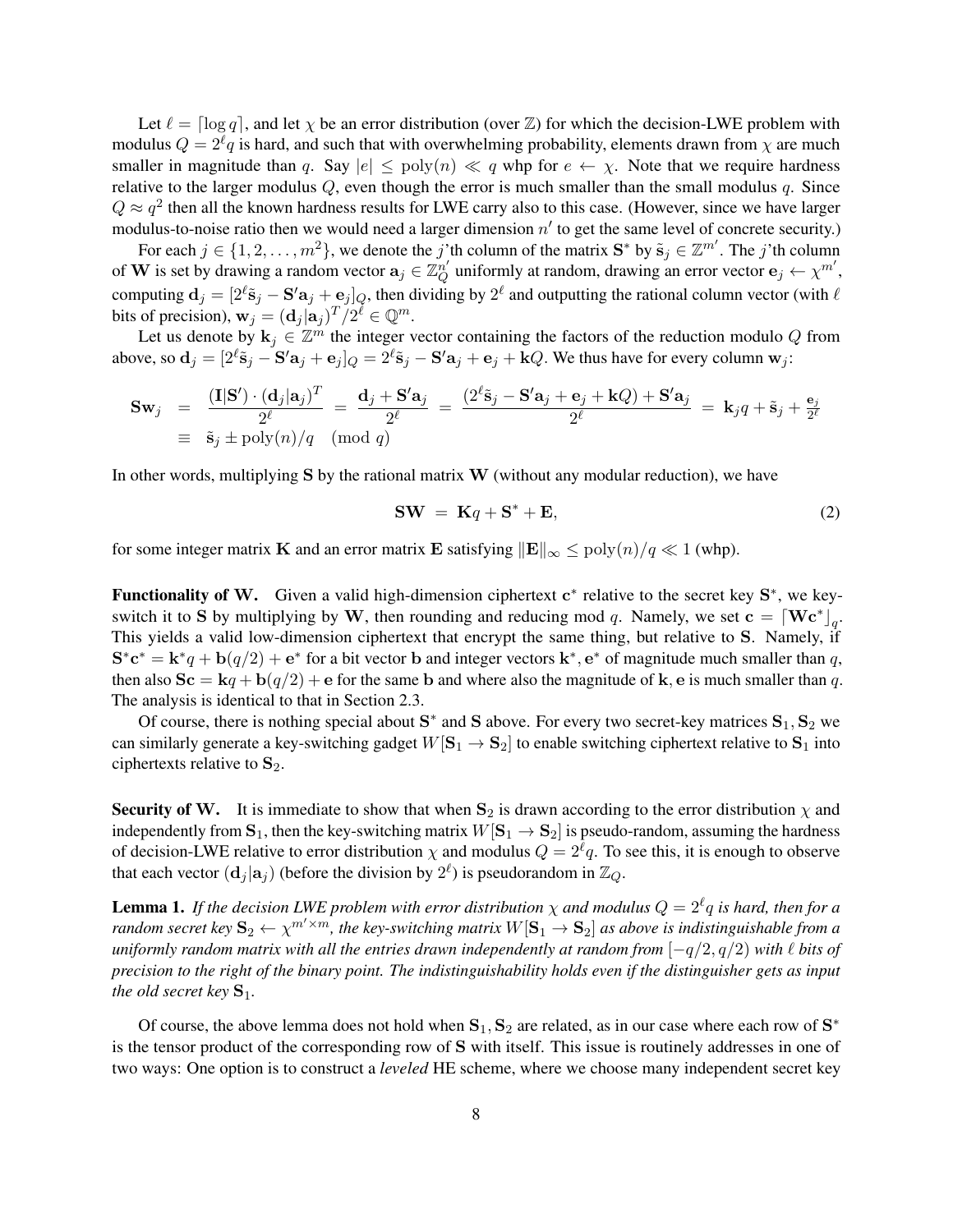Let $\ell = \lceil \log q \rceil$, and let $\chi$ be an error distribution (over $\mathbb{Z}$) for which the decision-LWE problem with modulus $Q = 2^\ell q$ is hard, and such that with overwhelming probability, elements drawn from $\chi$ are much smaller in magnitude than $q$. Say $|e| \le \mathrm{poly}(n) \ll q$ whp for $e \leftarrow \chi$. Note that we require hardness relative to the larger modulus $Q$, even though the error is much smaller than the small modulus $q$. Since $Q \approx q^2$ then all the known hardness results for LWE carry also to this case. (However, since we have larger modulus-to-noise ratio then we would need a larger dimension $n'$ to get the same level of concrete security.)

For each $j \in \{1, 2, \ldots, m^2\}$, we denote the $j$'th column of the matrix $\mathbf{S}^*$ by $\tilde{\mathbf{s}}_j \in \mathbb{Z}^{m'}$. The $j$'th column of $\mathbf{W}$ is set by drawing a random vector $\mathbf{a}_j \in \mathbb{Z}_Q^{n'}$ uniformly at random, drawing an error vector $\mathbf{e}_j \leftarrow \chi^{m'}$, computing $\mathbf{d}_j = [2^\ell \tilde{\mathbf{s}}_j - \mathbf{S}'\mathbf{a}_j + \mathbf{e}_j]_Q$, then dividing by $2^\ell$ and outputting the rational column vector (with $\ell$ bits of precision), $\mathbf{w}_j = (\mathbf{d}_j | \mathbf{a}_j)^T / 2^\ell \in \mathbb{Q}^m$.

Let us denote by $\mathbf{k}_j \in \mathbb{Z}^m$ the integer vector containing the factors of the reduction modulo $Q$ from above, so $\mathbf{d}_j = [2^\ell \tilde{\mathbf{s}}_j - \mathbf{S}'\mathbf{a}_j + \mathbf{e}_j]_Q = 2^\ell \tilde{\mathbf{s}}_j - \mathbf{S}'\mathbf{a}_j + \mathbf{e}_j + \mathbf{k}Q$. We thus have for every column $\mathbf{w}_j$:

$$\begin{aligned}
\mathbf{S}\mathbf{w}_j &= \frac{(\mathbf{I}|\mathbf{S}') \cdot (\mathbf{d}_j|\mathbf{a}_j)^T}{2^\ell} = \frac{\mathbf{d}_j + \mathbf{S}'\mathbf{a}_j}{2^\ell} = \frac{(2^\ell \tilde{\mathbf{s}}_j - \mathbf{S}'\mathbf{a}_j + \mathbf{e}_j + \mathbf{k}Q) + \mathbf{S}'\mathbf{a}_j}{2^\ell} = \mathbf{k}_j q + \tilde{\mathbf{s}}_j + \tfrac{\mathbf{e}_j}{2^\ell} \\
&\equiv \tilde{\mathbf{s}}_j \pm \mathrm{poly}(n)/q \pmod q
\end{aligned}$$

In other words, multiplying $\mathbf{S}$ by the rational matrix $\mathbf{W}$ (without any modular reduction), we have

$$\mathbf{S}\mathbf{W} = \mathbf{K}q + \mathbf{S}^* + \mathbf{E}, \tag{2}$$

for some integer matrix $\mathbf{K}$ and an error matrix $\mathbf{E}$ satisfying $\|\mathbf{E}\|_\infty \le \mathrm{poly}(n)/q \ll 1$ (whp).

**Functionality of W.** Given a valid high-dimension ciphertext $\mathbf{c}^*$ relative to the secret key $\mathbf{S}^*$, we key-switch it to $\mathbf{S}$ by multiplying by $\mathbf{W}$, then rounding and reducing mod $q$. Namely, we set $\mathbf{c} = \lceil \mathbf{W}\mathbf{c}^* \rfloor_q$. This yields a valid low-dimension ciphertext that encrypt the same thing, but relative to $\mathbf{S}$. Namely, if $\mathbf{S}^*\mathbf{c}^* = \mathbf{k}^* q + \mathbf{b}(q/2) + \mathbf{e}^*$ for a bit vector $\mathbf{b}$ and integer vectors $\mathbf{k}^*, \mathbf{e}^*$ of magnitude much smaller than $q$, then also $\mathbf{S}\mathbf{c} = \mathbf{k}q + \mathbf{b}(q/2) + \mathbf{e}$ for the same $\mathbf{b}$ and where also the magnitude of $\mathbf{k}, \mathbf{e}$ is much smaller than $q$. The analysis is identical to that in Section 2.3.

Of course, there is nothing special about $\mathbf{S}^*$ and $\mathbf{S}$ above. For every two secret-key matrices $\mathbf{S}_1, \mathbf{S}_2$ we can similarly generate a key-switching gadget $W[\mathbf{S}_1 \to \mathbf{S}_2]$ to enable switching ciphertext relative to $\mathbf{S}_1$ into ciphertexts relative to $\mathbf{S}_2$.

**Security of W.** It is immediate to show that when $\mathbf{S}_2$ is drawn according to the error distribution $\chi$ and independently from $\mathbf{S}_1$, then the key-switching matrix $W[\mathbf{S}_1 \to \mathbf{S}_2]$ is pseudo-random, assuming the hardness of decision-LWE relative to error distribution $\chi$ and modulus $Q = 2^\ell q$. To see this, it is enough to observe that each vector $(\mathbf{d}_j|\mathbf{a}_j)$ (before the division by $2^\ell$) is pseudorandom in $\mathbb{Z}_Q$.

**Lemma 1.** *If the decision LWE problem with error distribution $\chi$ and modulus $Q = 2^\ell q$ is hard, then for a random secret key $\mathbf{S}_2 \leftarrow \chi^{m' \times m}$, the key-switching matrix $W[\mathbf{S}_1 \to \mathbf{S}_2]$ as above is indistinguishable from a uniformly random matrix with all the entries drawn independently at random from $[-q/2, q/2)$ with $\ell$ bits of precision to the right of the binary point. The indistinguishability holds even if the distinguisher gets as input the old secret key $\mathbf{S}_1$.*

Of course, the above lemma does not hold when $\mathbf{S}_1, \mathbf{S}_2$ are related, as in our case where each row of $\mathbf{S}^*$ is the tensor product of the corresponding row of $\mathbf{S}$ with itself. This issue is routinely addresses in one of two ways: One option is to construct a *leveled* HE scheme, where we choose many independent secret key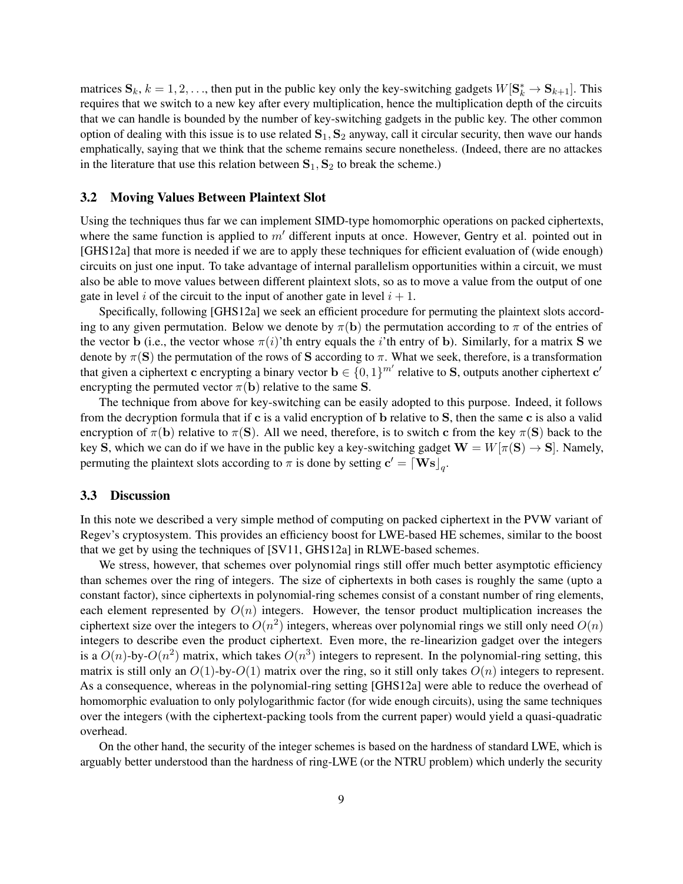matrices $\mathbf{S}_k$, $k = 1, 2, \ldots$, then put in the public key only the key-switching gadgets $W[\mathbf{S}_k^* \to \mathbf{S}_{k+1}]$. This requires that we switch to a new key after every multiplication, hence the multiplication depth of the circuits that we can handle is bounded by the number of key-switching gadgets in the public key. The other common option of dealing with this issue is to use related $\mathbf{S}_1, \mathbf{S}_2$ anyway, call it circular security, then wave our hands emphatically, saying that we think that the scheme remains secure nonetheless. (Indeed, there are no attackes in the literature that use this relation between $\mathbf{S}_1, \mathbf{S}_2$ to break the scheme.)

### 3.2 Moving Values Between Plaintext Slot

Using the techniques thus far we can implement SIMD-type homomorphic operations on packed ciphertexts, where the same function is applied to $m'$ different inputs at once. However, Gentry et al. pointed out in [GHS12a] that more is needed if we are to apply these techniques for efficient evaluation of (wide enough) circuits on just one input. To take advantage of internal parallelism opportunities within a circuit, we must also be able to move values between different plaintext slots, so as to move a value from the output of one gate in level $i$ of the circuit to the input of another gate in level $i + 1$.

Specifically, following [GHS12a] we seek an efficient procedure for permuting the plaintext slots according to any given permutation. Below we denote by $\pi(\mathbf{b})$ the permutation according to $\pi$ of the entries of the vector $\mathbf{b}$ (i.e., the vector whose $\pi(i)$'th entry equals the $i$'th entry of $\mathbf{b}$). Similarly, for a matrix $\mathbf{S}$ we denote by $\pi(\mathbf{S})$ the permutation of the rows of $\mathbf{S}$ according to $\pi$. What we seek, therefore, is a transformation that given a ciphertext $\mathbf{c}$ encrypting a binary vector $\mathbf{b} \in \{0, 1\}^{m'}$ relative to $\mathbf{S}$, outputs another ciphertext $\mathbf{c}'$ encrypting the permuted vector $\pi(\mathbf{b})$ relative to the same $\mathbf{S}$.

The technique from above for key-switching can be easily adopted to this purpose. Indeed, it follows from the decryption formula that if $\mathbf{c}$ is a valid encryption of $\mathbf{b}$ relative to $\mathbf{S}$, then the same $\mathbf{c}$ is also a valid encryption of $\pi(\mathbf{b})$ relative to $\pi(\mathbf{S})$. All we need, therefore, is to switch $\mathbf{c}$ from the key $\pi(\mathbf{S})$ back to the key $\mathbf{S}$, which we can do if we have in the public key a key-switching gadget $\mathbf{W} = W[\pi(\mathbf{S}) \to \mathbf{S}]$. Namely, permuting the plaintext slots according to $\pi$ is done by setting $\mathbf{c}' = \lceil \mathbf{W}\mathbf{s} \rfloor_q$.

### 3.3 Discussion

In this note we described a very simple method of computing on packed ciphertext in the PVW variant of Regev's cryptosystem. This provides an efficiency boost for LWE-based HE schemes, similar to the boost that we get by using the techniques of [SV11, GHS12a] in RLWE-based schemes.

We stress, however, that schemes over polynomial rings still offer much better asymptotic efficiency than schemes over the ring of integers. The size of ciphertexts in both cases is roughly the same (upto a constant factor), since ciphertexts in polynomial-ring schemes consist of a constant number of ring elements, each element represented by $O(n)$ integers. However, the tensor product multiplication increases the ciphertext size over the integers to $O(n^2)$ integers, whereas over polynomial rings we still only need $O(n)$ integers to describe even the product ciphertext. Even more, the re-linearizion gadget over the integers is a $O(n)$-by-$O(n^2)$ matrix, which takes $O(n^3)$ integers to represent. In the polynomial-ring setting, this matrix is still only an $O(1)$-by-$O(1)$ matrix over the ring, so it still only takes $O(n)$ integers to represent. As a consequence, whereas in the polynomial-ring setting [GHS12a] were able to reduce the overhead of homomorphic evaluation to only polylogarithmic factor (for wide enough circuits), using the same techniques over the integers (with the ciphertext-packing tools from the current paper) would yield a quasi-quadratic overhead.

On the other hand, the security of the integer schemes is based on the hardness of standard LWE, which is arguably better understood than the hardness of ring-LWE (or the NTRU problem) which underly the security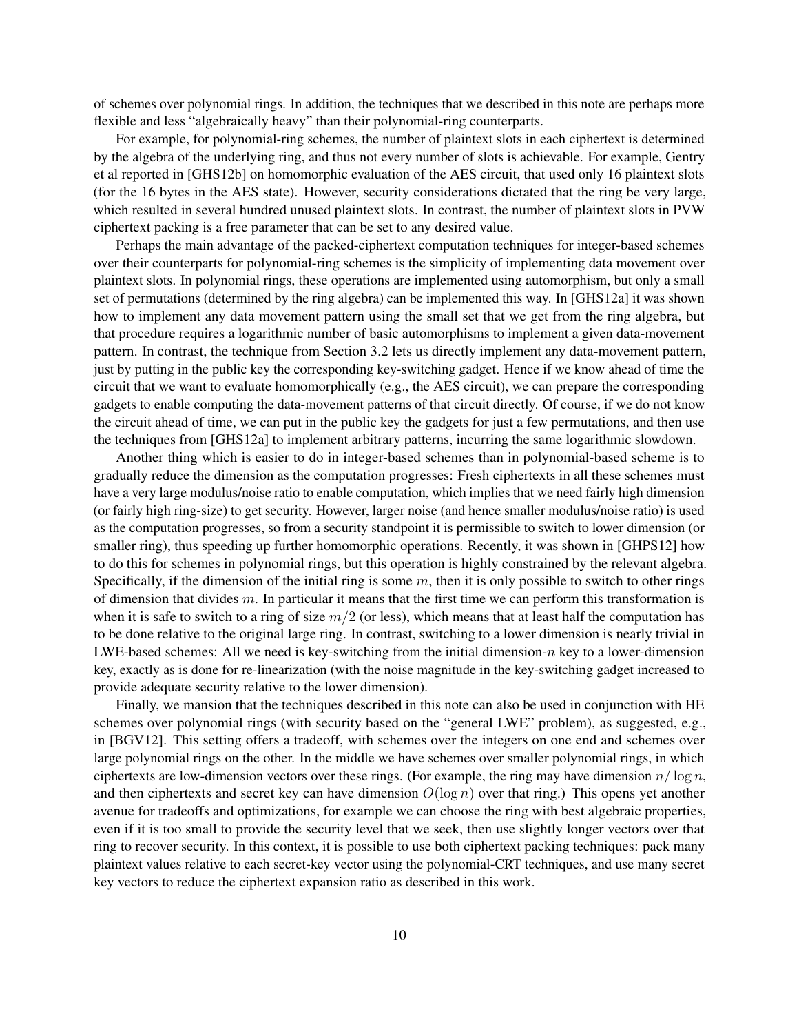of schemes over polynomial rings. In addition, the techniques that we described in this note are perhaps more flexible and less "algebraically heavy" than their polynomial-ring counterparts.

For example, for polynomial-ring schemes, the number of plaintext slots in each ciphertext is determined by the algebra of the underlying ring, and thus not every number of slots is achievable. For example, Gentry et al reported in [GHS12b] on homomorphic evaluation of the AES circuit, that used only 16 plaintext slots (for the 16 bytes in the AES state). However, security considerations dictated that the ring be very large, which resulted in several hundred unused plaintext slots. In contrast, the number of plaintext slots in PVW ciphertext packing is a free parameter that can be set to any desired value.

Perhaps the main advantage of the packed-ciphertext computation techniques for integer-based schemes over their counterparts for polynomial-ring schemes is the simplicity of implementing data movement over plaintext slots. In polynomial rings, these operations are implemented using automorphism, but only a small set of permutations (determined by the ring algebra) can be implemented this way. In [GHS12a] it was shown how to implement any data movement pattern using the small set that we get from the ring algebra, but that procedure requires a logarithmic number of basic automorphisms to implement a given data-movement pattern. In contrast, the technique from Section 3.2 lets us directly implement any data-movement pattern, just by putting in the public key the corresponding key-switching gadget. Hence if we know ahead of time the circuit that we want to evaluate homomorphically (e.g., the AES circuit), we can prepare the corresponding gadgets to enable computing the data-movement patterns of that circuit directly. Of course, if we do not know the circuit ahead of time, we can put in the public key the gadgets for just a few permutations, and then use the techniques from [GHS12a] to implement arbitrary patterns, incurring the same logarithmic slowdown.

Another thing which is easier to do in integer-based schemes than in polynomial-based scheme is to gradually reduce the dimension as the computation progresses: Fresh ciphertexts in all these schemes must have a very large modulus/noise ratio to enable computation, which implies that we need fairly high dimension (or fairly high ring-size) to get security. However, larger noise (and hence smaller modulus/noise ratio) is used as the computation progresses, so from a security standpoint it is permissible to switch to lower dimension (or smaller ring), thus speeding up further homomorphic operations. Recently, it was shown in [GHPS12] how to do this for schemes in polynomial rings, but this operation is highly constrained by the relevant algebra. Specifically, if the dimension of the initial ring is some $m$, then it is only possible to switch to other rings of dimension that divides $m$. In particular it means that the first time we can perform this transformation is when it is safe to switch to a ring of size $m/2$ (or less), which means that at least half the computation has to be done relative to the original large ring. In contrast, switching to a lower dimension is nearly trivial in LWE-based schemes: All we need is key-switching from the initial dimension-$n$ key to a lower-dimension key, exactly as is done for re-linearization (with the noise magnitude in the key-switching gadget increased to provide adequate security relative to the lower dimension).

Finally, we mansion that the techniques described in this note can also be used in conjunction with HE schemes over polynomial rings (with security based on the "general LWE" problem), as suggested, e.g., in [BGV12]. This setting offers a tradeoff, with schemes over the integers on one end and schemes over large polynomial rings on the other. In the middle we have schemes over smaller polynomial rings, in which ciphertexts are low-dimension vectors over these rings. (For example, the ring may have dimension $n/\log n$, and then ciphertexts and secret key can have dimension $O(\log n)$ over that ring.) This opens yet another avenue for tradeoffs and optimizations, for example we can choose the ring with best algebraic properties, even if it is too small to provide the security level that we seek, then use slightly longer vectors over that ring to recover security. In this context, it is possible to use both ciphertext packing techniques: pack many plaintext values relative to each secret-key vector using the polynomial-CRT techniques, and use many secret key vectors to reduce the ciphertext expansion ratio as described in this work.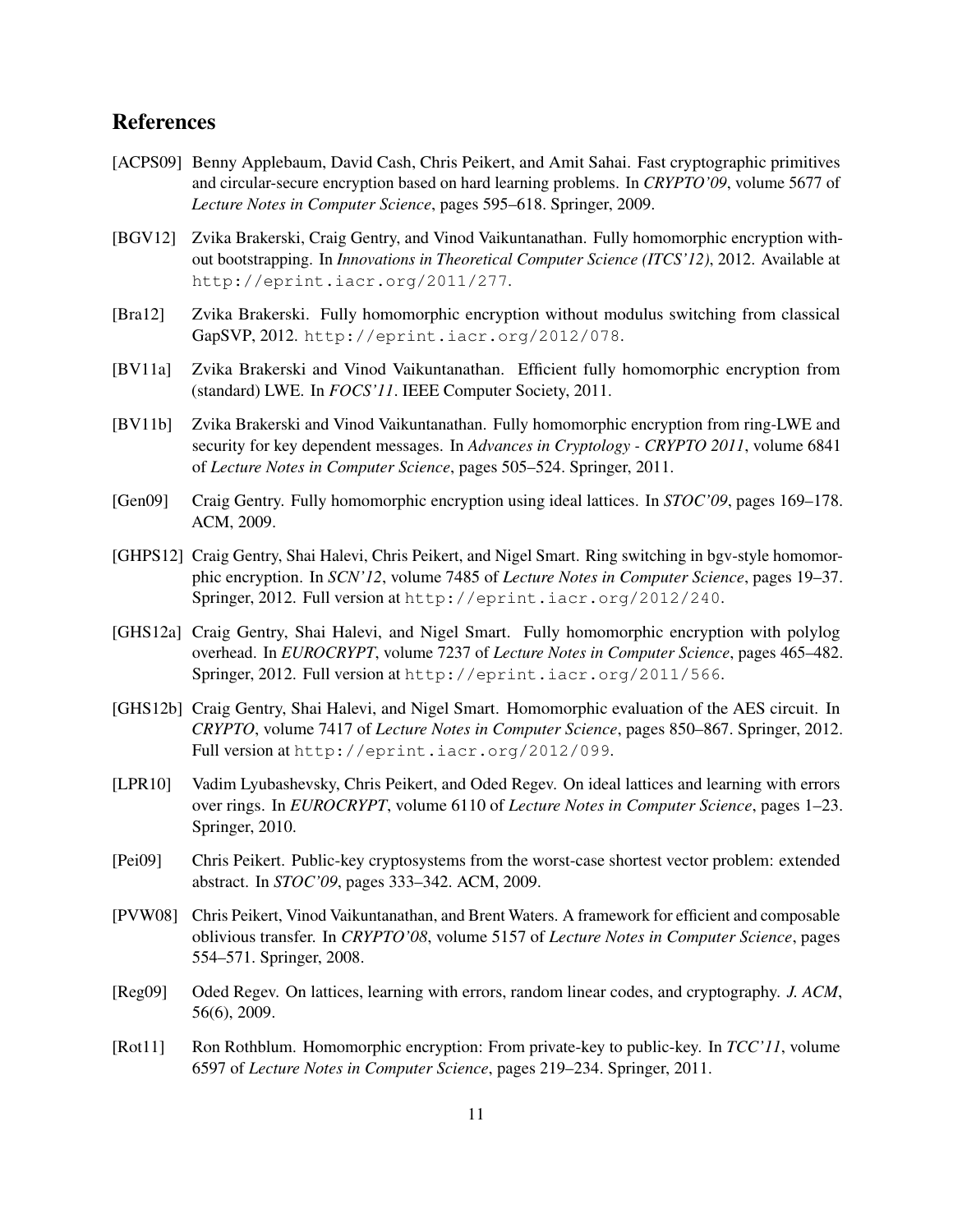## References

[ACPS09] Benny Applebaum, David Cash, Chris Peikert, and Amit Sahai. Fast cryptographic primitives and circular-secure encryption based on hard learning problems. In *CRYPTO'09*, volume 5677 of *Lecture Notes in Computer Science*, pages 595–618. Springer, 2009.

[BGV12] Zvika Brakerski, Craig Gentry, and Vinod Vaikuntanathan. Fully homomorphic encryption without bootstrapping. In *Innovations in Theoretical Computer Science (ITCS'12)*, 2012. Available at `http://eprint.iacr.org/2011/277`.

[Bra12] Zvika Brakerski. Fully homomorphic encryption without modulus switching from classical GapSVP, 2012. `http://eprint.iacr.org/2012/078`.

[BV11a] Zvika Brakerski and Vinod Vaikuntanathan. Efficient fully homomorphic encryption from (standard) LWE. In *FOCS'11*. IEEE Computer Society, 2011.

[BV11b] Zvika Brakerski and Vinod Vaikuntanathan. Fully homomorphic encryption from ring-LWE and security for key dependent messages. In *Advances in Cryptology - CRYPTO 2011*, volume 6841 of *Lecture Notes in Computer Science*, pages 505–524. Springer, 2011.

[Gen09] Craig Gentry. Fully homomorphic encryption using ideal lattices. In *STOC'09*, pages 169–178. ACM, 2009.

[GHPS12] Craig Gentry, Shai Halevi, Chris Peikert, and Nigel Smart. Ring switching in bgv-style homomorphic encryption. In *SCN'12*, volume 7485 of *Lecture Notes in Computer Science*, pages 19–37. Springer, 2012. Full version at `http://eprint.iacr.org/2012/240`.

[GHS12a] Craig Gentry, Shai Halevi, and Nigel Smart. Fully homomorphic encryption with polylog overhead. In *EUROCRYPT*, volume 7237 of *Lecture Notes in Computer Science*, pages 465–482. Springer, 2012. Full version at `http://eprint.iacr.org/2011/566`.

[GHS12b] Craig Gentry, Shai Halevi, and Nigel Smart. Homomorphic evaluation of the AES circuit. In *CRYPTO*, volume 7417 of *Lecture Notes in Computer Science*, pages 850–867. Springer, 2012. Full version at `http://eprint.iacr.org/2012/099`.

[LPR10] Vadim Lyubashevsky, Chris Peikert, and Oded Regev. On ideal lattices and learning with errors over rings. In *EUROCRYPT*, volume 6110 of *Lecture Notes in Computer Science*, pages 1–23. Springer, 2010.

[Pei09] Chris Peikert. Public-key cryptosystems from the worst-case shortest vector problem: extended abstract. In *STOC'09*, pages 333–342. ACM, 2009.

[PVW08] Chris Peikert, Vinod Vaikuntanathan, and Brent Waters. A framework for efficient and composable oblivious transfer. In *CRYPTO'08*, volume 5157 of *Lecture Notes in Computer Science*, pages 554–571. Springer, 2008.

[Reg09] Oded Regev. On lattices, learning with errors, random linear codes, and cryptography. *J. ACM*, 56(6), 2009.

[Rot11] Ron Rothblum. Homomorphic encryption: From private-key to public-key. In *TCC'11*, volume 6597 of *Lecture Notes in Computer Science*, pages 219–234. Springer, 2011.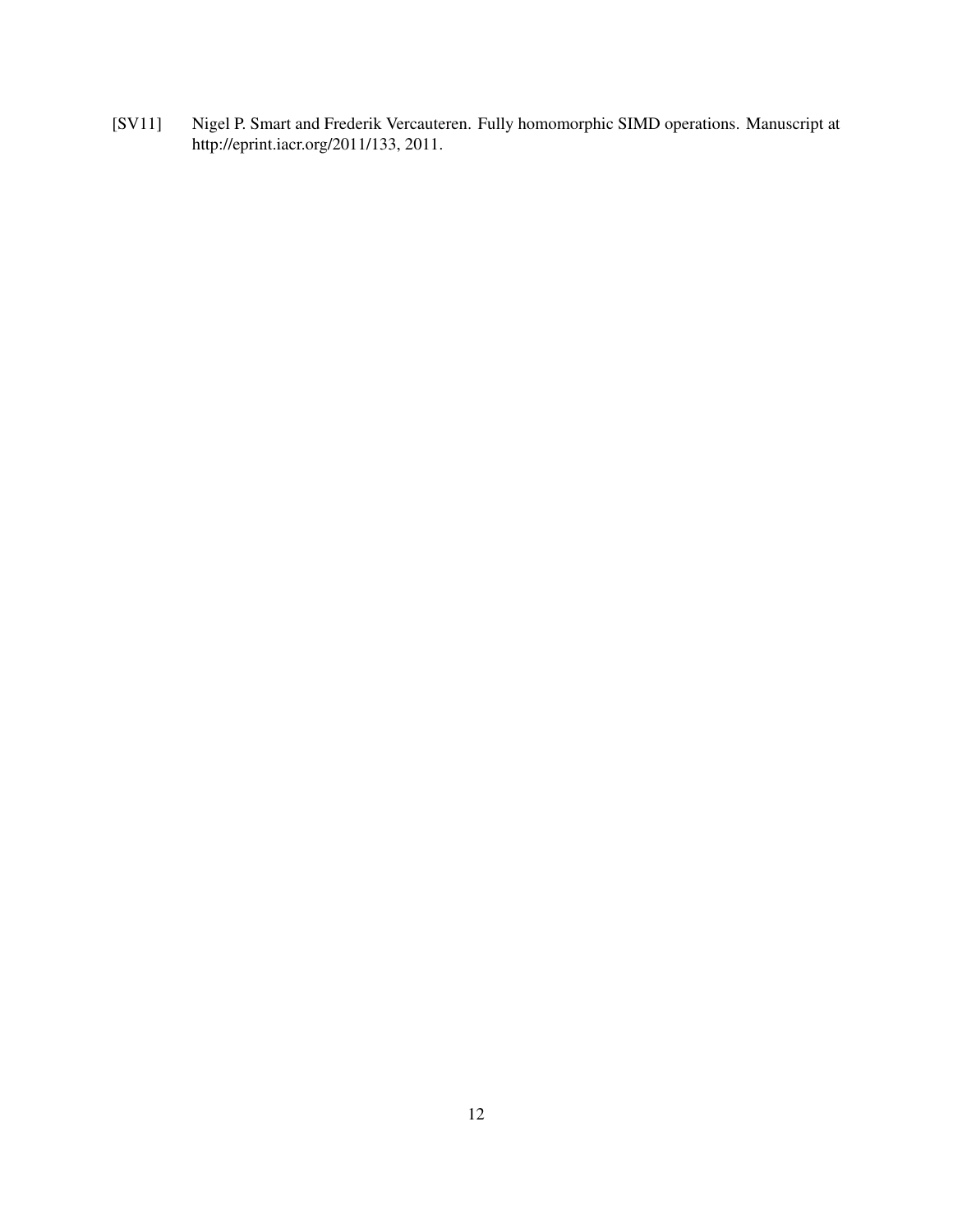[SV11] Nigel P. Smart and Frederik Vercauteren. Fully homomorphic SIMD operations. Manuscript at http://eprint.iacr.org/2011/133, 2011.